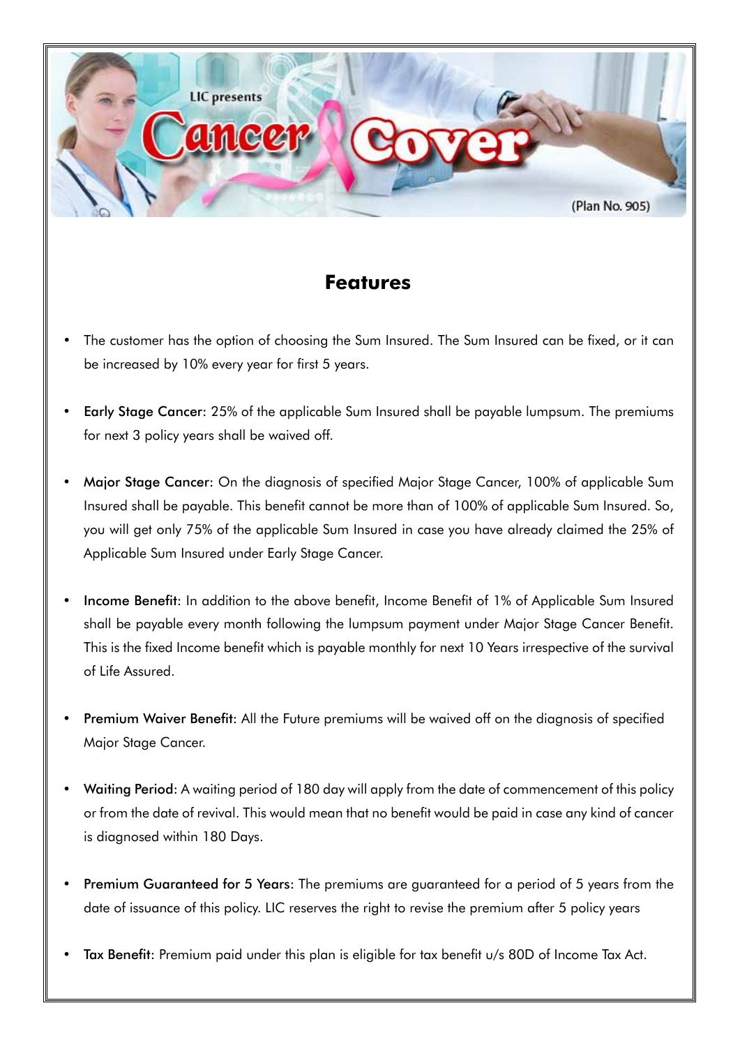LIC presents

# Cancer Cover

(Plan No. 905)

## Features

- The customer has the option of choosing the Sum Insured. The Sum Insured can be fixed, or it can be increased by 10% every year for first 5 years.
- **Early Stage Cancer**: 25% of the applicable Sum Insured shall be payable lumpsum. The premiums for next 3 policy years shall be waived off.
- **Major Stage Cancer**: On the diagnosis of specified Major Stage Cancer, 100% of applicable Sum Insured shall be payable. This benefit cannot be more than of 100% of applicable Sum Insured. So, you will get only 75% of the applicable Sum Insured in case you have already claimed the 25% of Applicable Sum Insured under Early Stage Cancer.
- **Income Benefit**: In addition to the above benefit, Income Benefit of 1% of Applicable Sum Insured shall be payable every month following the lumpsum payment under Major Stage Cancer Benefit. This is the fixed Income benefit which is payable monthly for next 10 Years irrespective of the survival of Life Assured.
- **Premium Waiver Benefit**: All the Future premiums will be waived off on the diagnosis of specified Major Stage Cancer.
- **Waiting Period**: A waiting period of 180 day will apply from the date of commencement of this policy or from the date of revival. This would mean that no benefit would be paid in case any kind of cancer is diagnosed within 180 Days.
- **Premium Guaranteed for 5 Years**: The premiums are guaranteed for a period of 5 years from the date of issuance of this policy. LIC reserves the right to revise the premium after 5 policy years
- **Tax Benefit**: Premium paid under this plan is eligible for tax benefit u/s 80D of Income Tax Act.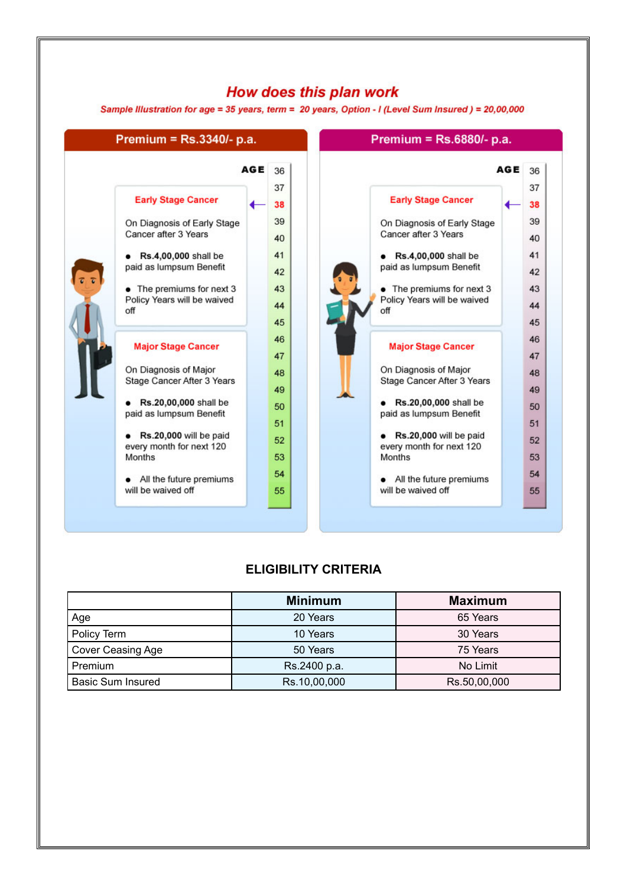## How does this plan work

*Sample Illustration for age = 35 years, term = 20 years, Option - I (Level Sum Insured ) = 20,00,000*

### Premium = Rs.3340/- p.a.

AGE 36 37 38 39 40 41 42 43 44 45 46 47 48 49 50 51 52 53 54 55

**Early Stage Cancer**

On Diagnosis of Early Stage Cancer after 3 Years

- **Rs.4,00,000** shall be paid as lumpsum Benefit
- The premiums for next 3 Policy Years will be waived off

**Major Stage Cancer**

On Diagnosis of Major Stage Cancer After 3 Years

- **Rs.20,00,000** shall be paid as lumpsum Benefit
- **Rs.20,000** will be paid every month for next 120 Months
- All the future premiums will be waived off

### Premium = Rs.6880/- p.a.

AGE 36 37 38 39 40 41 42 43 44 45 46 47 48 49 50 51 52 53 54 55

**Early Stage Cancer**

On Diagnosis of Early Stage Cancer after 3 Years

- **Rs.4,00,000** shall be paid as lumpsum Benefit
- The premiums for next 3 Policy Years will be waived off

**Major Stage Cancer**

On Diagnosis of Major Stage Cancer After 3 Years

- **Rs.20,00,000** shall be paid as lumpsum Benefit
- **Rs.20,000** will be paid every month for next 120 Months
- All the future premiums will be waived off

## ELIGIBILITY CRITERIA

| | Minimum | Maximum |
|---|---|---|
| Age | 20 Years | 65 Years |
| Policy Term | 10 Years | 30 Years |
| Cover Ceasing Age | 50 Years | 75 Years |
| Premium | Rs.2400 p.a. | No Limit |
| Basic Sum Insured | Rs.10,00,000 | Rs.50,00,000 |